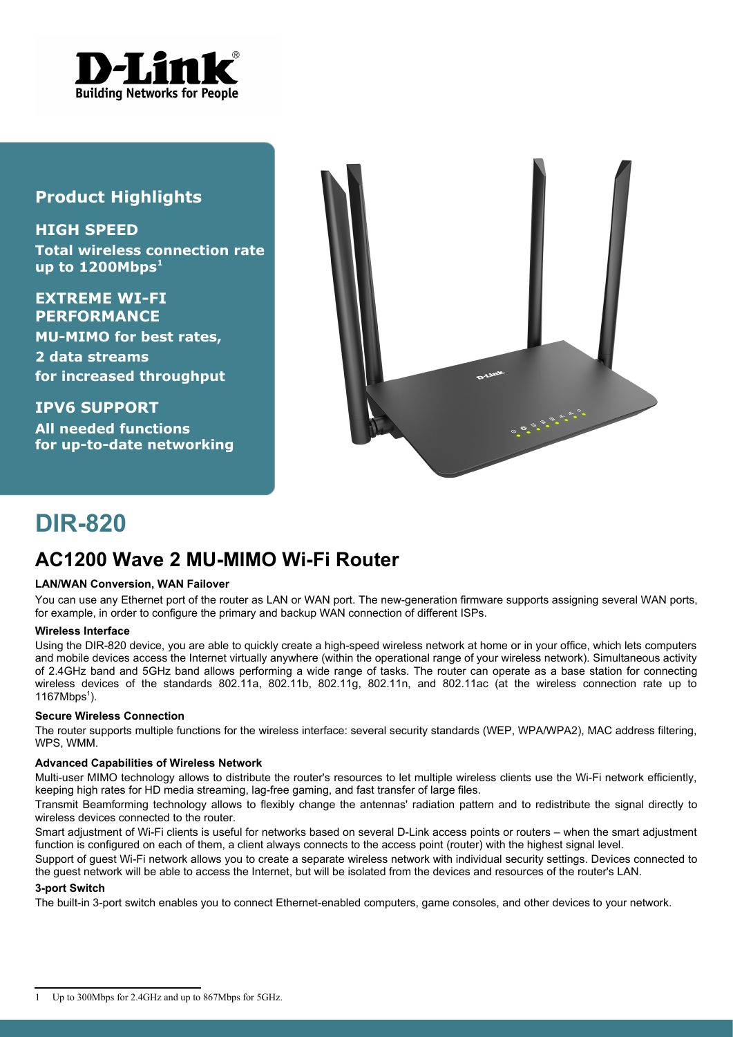## Product Highlights

**HIGH SPEED**

**Total wireless connection rate up to 1200Mbps[1]**

**EXTREME WI-FI PERFORMANCE**

**MU-MIMO for best rates, 2 data streams for increased throughput**

**IPV6 SUPPORT**

**All needed functions for up-to-date networking**

# DIR-820

## AC1200 Wave 2 MU-MIMO Wi-Fi Router

#### LAN/WAN Conversion, WAN Failover

You can use any Ethernet port of the router as LAN or WAN port. The new-generation firmware supports assigning several WAN ports, for example, in order to configure the primary and backup WAN connection of different ISPs.

#### Wireless Interface

Using the DIR-820 device, you are able to quickly create a high-speed wireless network at home or in your office, which lets computers and mobile devices access the Internet virtually anywhere (within the operational range of your wireless network). Simultaneous activity of 2.4GHz band and 5GHz band allows performing a wide range of tasks. The router can operate as a base station for connecting wireless devices of the standards 802.11a, 802.11b, 802.11g, 802.11n, and 802.11ac (at the wireless connection rate up to 1167Mbps[1]).

#### Secure Wireless Connection

The router supports multiple functions for the wireless interface: several security standards (WEP, WPA/WPA2), MAC address filtering, WPS, WMM.

#### Advanced Capabilities of Wireless Network

Multi-user MIMO technology allows to distribute the router's resources to let multiple wireless clients use the Wi-Fi network efficiently, keeping high rates for HD media streaming, lag-free gaming, and fast transfer of large files.

Transmit Beamforming technology allows to flexibly change the antennas' radiation pattern and to redistribute the signal directly to wireless devices connected to the router.

Smart adjustment of Wi-Fi clients is useful for networks based on several D-Link access points or routers – when the smart adjustment function is configured on each of them, a client always connects to the access point (router) with the highest signal level.

Support of guest Wi-Fi network allows you to create a separate wireless network with individual security settings. Devices connected to the guest network will be able to access the Internet, but will be isolated from the devices and resources of the router's LAN.

#### 3-port Switch

The built-in 3-port switch enables you to connect Ethernet-enabled computers, game consoles, and other devices to your network.

---

1 Up to 300Mbps for 2.4GHz and up to 867Mbps for 5GHz.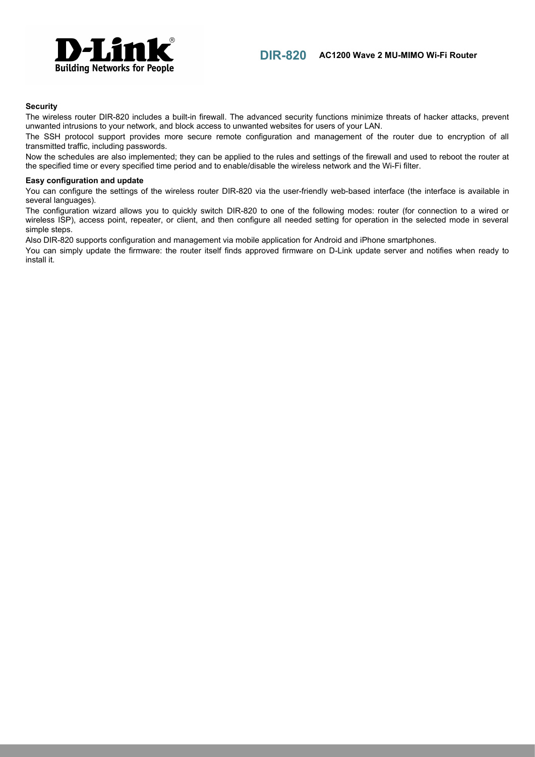**Security**

The wireless router DIR-820 includes a built-in firewall. The advanced security functions minimize threats of hacker attacks, prevent unwanted intrusions to your network, and block access to unwanted websites for users of your LAN.

The SSH protocol support provides more secure remote configuration and management of the router due to encryption of all transmitted traffic, including passwords.

Now the schedules are also implemented; they can be applied to the rules and settings of the firewall and used to reboot the router at the specified time or every specified time period and to enable/disable the wireless network and the Wi-Fi filter.

**Easy configuration and update**

You can configure the settings of the wireless router DIR-820 via the user-friendly web-based interface (the interface is available in several languages).

The configuration wizard allows you to quickly switch DIR-820 to one of the following modes: router (for connection to a wired or wireless ISP), access point, repeater, or client, and then configure all needed setting for operation in the selected mode in several simple steps.

Also DIR-820 supports configuration and management via mobile application for Android and iPhone smartphones.

You can simply update the firmware: the router itself finds approved firmware on D-Link update server and notifies when ready to install it.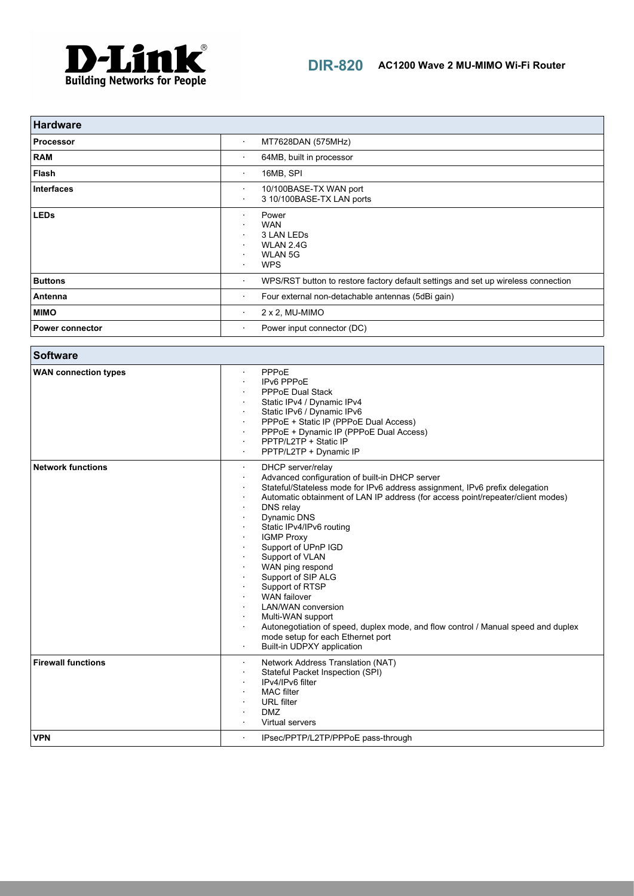# DIR-820 AC1200 Wave 2 MU-MIMO Wi-Fi Router

| Hardware | |
|---|---|
| **Processor** | · MT7628DAN (575MHz) |
| **RAM** | · 64MB, built in processor |
| **Flash** | · 16MB, SPI |
| **Interfaces** | · 10/100BASE-TX WAN port<br>· 3 10/100BASE-TX LAN ports |
| **LEDs** | · Power<br>· WAN<br>· 3 LAN LEDs<br>· WLAN 2.4G<br>· WLAN 5G<br>· WPS |
| **Buttons** | · WPS/RST button to restore factory default settings and set up wireless connection |
| **Antenna** | · Four external non-detachable antennas (5dBi gain) |
| **MIMO** | · 2 x 2, MU-MIMO |
| **Power connector** | · Power input connector (DC) |

| Software | |
|---|---|
| **WAN connection types** | · PPPoE<br>· IPv6 PPPoE<br>· PPPoE Dual Stack<br>· Static IPv4 / Dynamic IPv4<br>· Static IPv6 / Dynamic IPv6<br>· PPPoE + Static IP (PPPoE Dual Access)<br>· PPPoE + Dynamic IP (PPPoE Dual Access)<br>· PPTP/L2TP + Static IP<br>· PPTP/L2TP + Dynamic IP |
| **Network functions** | · DHCP server/relay<br>· Advanced configuration of built-in DHCP server<br>· Stateful/Stateless mode for IPv6 address assignment, IPv6 prefix delegation<br>· Automatic obtainment of LAN IP address (for access point/repeater/client modes)<br>· DNS relay<br>· Dynamic DNS<br>· Static IPv4/IPv6 routing<br>· IGMP Proxy<br>· Support of UPnP IGD<br>· Support of VLAN<br>· WAN ping respond<br>· Support of SIP ALG<br>· Support of RTSP<br>· WAN failover<br>· LAN/WAN conversion<br>· Multi-WAN support<br>· Autonegotiation of speed, duplex mode, and flow control / Manual speed and duplex mode setup for each Ethernet port<br>· Built-in UDPXY application |
| **Firewall functions** | · Network Address Translation (NAT)<br>· Stateful Packet Inspection (SPI)<br>· IPv4/IPv6 filter<br>· MAC filter<br>· URL filter<br>· DMZ<br>· Virtual servers |
| **VPN** | · IPsec/PPTP/L2TP/PPPoE pass-through |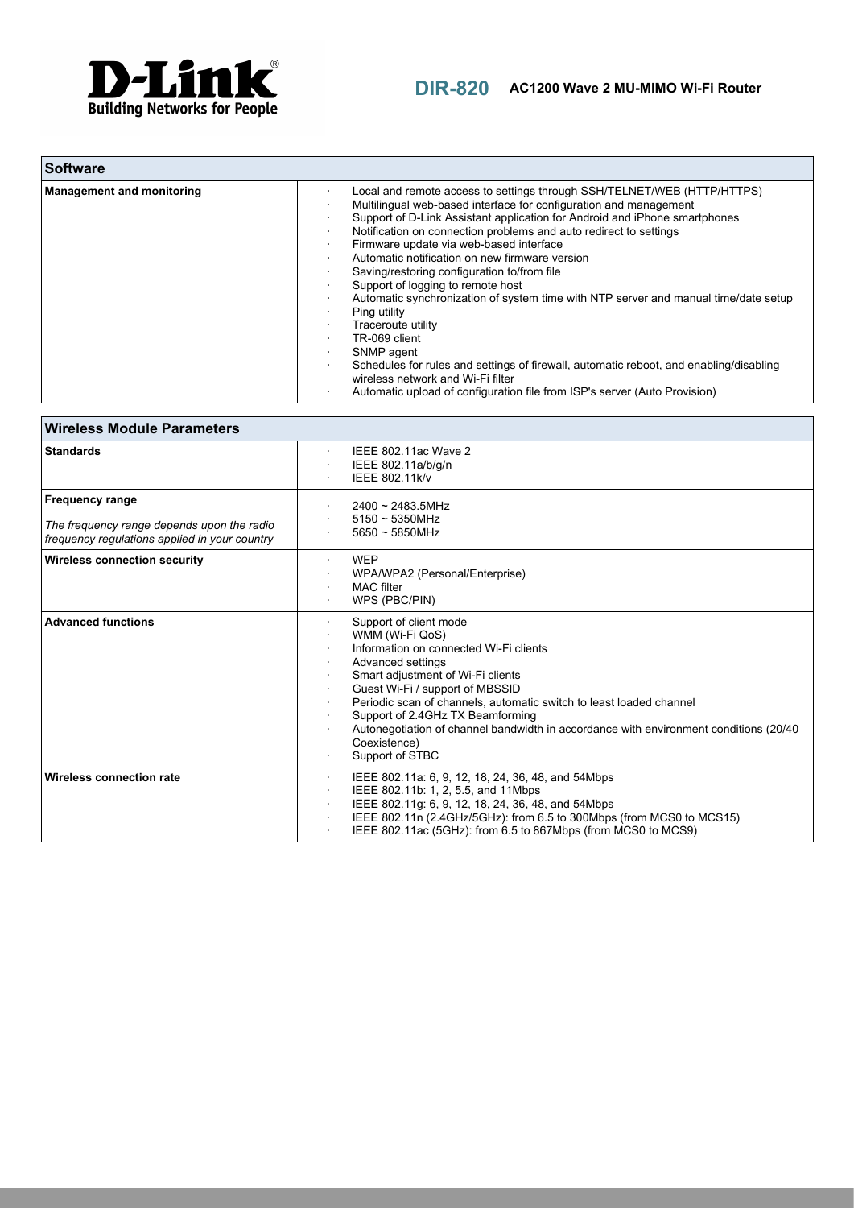## Software

| Software | |
|---|---|
| **Management and monitoring** | · Local and remote access to settings through SSH/TELNET/WEB (HTTP/HTTPS)<br>· Multilingual web-based interface for configuration and management<br>· Support of D-Link Assistant application for Android and iPhone smartphones<br>· Notification on connection problems and auto redirect to settings<br>· Firmware update via web-based interface<br>· Automatic notification on new firmware version<br>· Saving/restoring configuration to/from file<br>· Support of logging to remote host<br>· Automatic synchronization of system time with NTP server and manual time/date setup<br>· Ping utility<br>· Traceroute utility<br>· TR-069 client<br>· SNMP agent<br>· Schedules for rules and settings of firewall, automatic reboot, and enabling/disabling wireless network and Wi-Fi filter<br>· Automatic upload of configuration file from ISP's server (Auto Provision) |

## Wireless Module Parameters

| Wireless Module Parameters | |
|---|---|
| **Standards** | · IEEE 802.11ac Wave 2<br>· IEEE 802.11a/b/g/n<br>· IEEE 802.11k/v |
| **Frequency range**<br><br>*The frequency range depends upon the radio frequency regulations applied in your country* | · 2400 ~ 2483.5MHz<br>· 5150 ~ 5350MHz<br>· 5650 ~ 5850MHz |
| **Wireless connection security** | · WEP<br>· WPA/WPA2 (Personal/Enterprise)<br>· MAC filter<br>· WPS (PBC/PIN) |
| **Advanced functions** | · Support of client mode<br>· WMM (Wi-Fi QoS)<br>· Information on connected Wi-Fi clients<br>· Advanced settings<br>· Smart adjustment of Wi-Fi clients<br>· Guest Wi-Fi / support of MBSSID<br>· Periodic scan of channels, automatic switch to least loaded channel<br>· Support of 2.4GHz TX Beamforming<br>· Autonegotiation of channel bandwidth in accordance with environment conditions (20/40 Coexistence)<br>· Support of STBC |
| **Wireless connection rate** | · IEEE 802.11a: 6, 9, 12, 18, 24, 36, 48, and 54Mbps<br>· IEEE 802.11b: 1, 2, 5.5, and 11Mbps<br>· IEEE 802.11g: 6, 9, 12, 18, 24, 36, 48, and 54Mbps<br>· IEEE 802.11n (2.4GHz/5GHz): from 6.5 to 300Mbps (from MCS0 to MCS15)<br>· IEEE 802.11ac (5GHz): from 6.5 to 867Mbps (from MCS0 to MCS9) |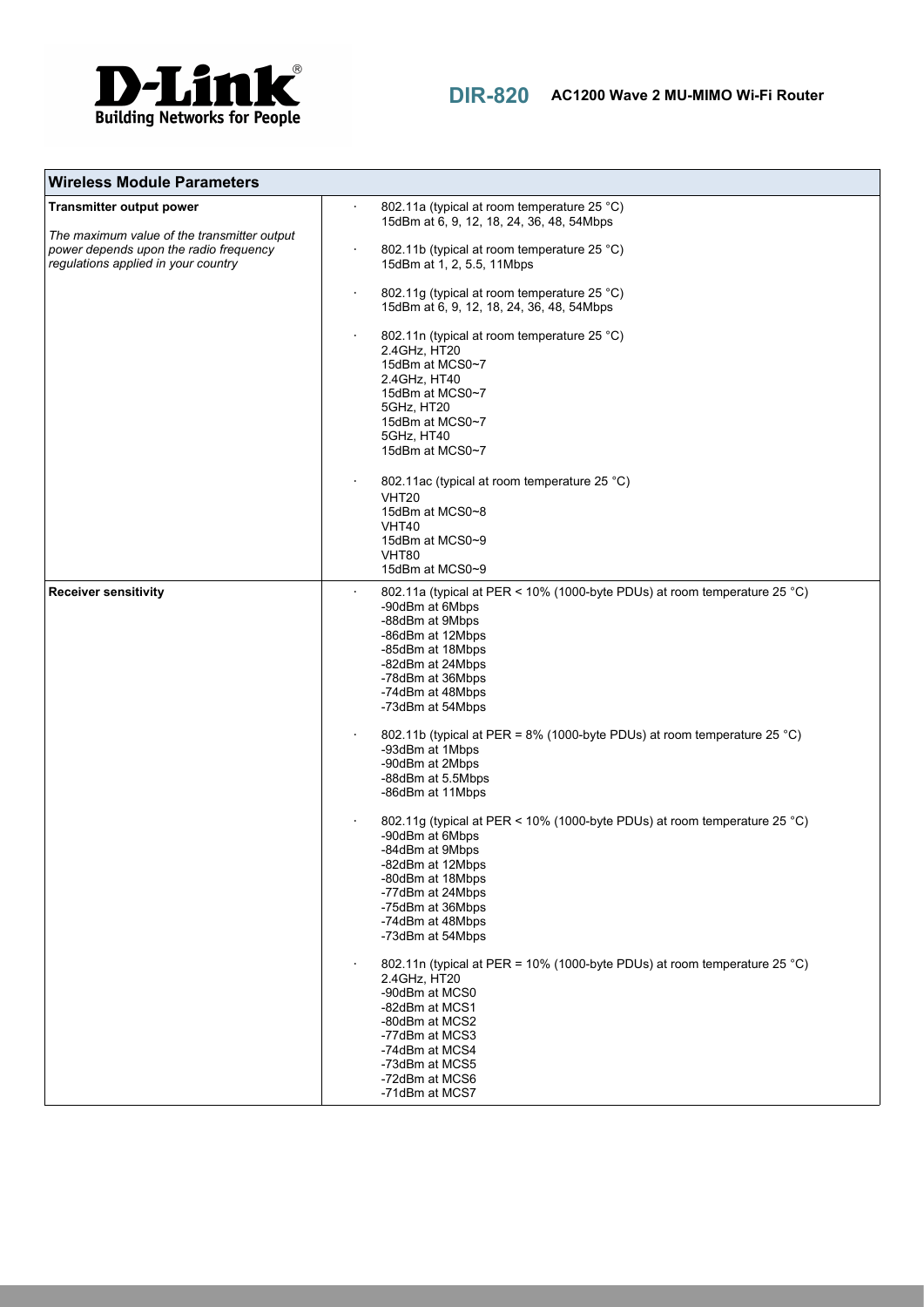| Wireless Module Parameters | |
|---|---|
| **Transmitter output power**<br><br>*The maximum value of the transmitter output power depends upon the radio frequency regulations applied in your country* | · 802.11a (typical at room temperature 25 °C)<br>15dBm at 6, 9, 12, 18, 24, 36, 48, 54Mbps<br><br>· 802.11b (typical at room temperature 25 °C)<br>15dBm at 1, 2, 5.5, 11Mbps<br><br>· 802.11g (typical at room temperature 25 °C)<br>15dBm at 6, 9, 12, 18, 24, 36, 48, 54Mbps<br><br>· 802.11n (typical at room temperature 25 °C)<br>2.4GHz, HT20<br>15dBm at MCS0~7<br>2.4GHz, HT40<br>15dBm at MCS0~7<br>5GHz, HT20<br>15dBm at MCS0~7<br>5GHz, HT40<br>15dBm at MCS0~7<br><br>· 802.11ac (typical at room temperature 25 °C)<br>VHT20<br>15dBm at MCS0~8<br>VHT40<br>15dBm at MCS0~9<br>VHT80<br>15dBm at MCS0~9 |
| **Receiver sensitivity** | · 802.11a (typical at PER < 10% (1000-byte PDUs) at room temperature 25 °C)<br>-90dBm at 6Mbps<br>-88dBm at 9Mbps<br>-86dBm at 12Mbps<br>-85dBm at 18Mbps<br>-82dBm at 24Mbps<br>-78dBm at 36Mbps<br>-74dBm at 48Mbps<br>-73dBm at 54Mbps<br><br>· 802.11b (typical at PER = 8% (1000-byte PDUs) at room temperature 25 °C)<br>-93dBm at 1Mbps<br>-90dBm at 2Mbps<br>-88dBm at 5.5Mbps<br>-86dBm at 11Mbps<br><br>· 802.11g (typical at PER < 10% (1000-byte PDUs) at room temperature 25 °C)<br>-90dBm at 6Mbps<br>-84dBm at 9Mbps<br>-82dBm at 12Mbps<br>-80dBm at 18Mbps<br>-77dBm at 24Mbps<br>-75dBm at 36Mbps<br>-74dBm at 48Mbps<br>-73dBm at 54Mbps<br><br>· 802.11n (typical at PER = 10% (1000-byte PDUs) at room temperature 25 °C)<br>2.4GHz, HT20<br>-90dBm at MCS0<br>-82dBm at MCS1<br>-80dBm at MCS2<br>-77dBm at MCS3<br>-74dBm at MCS4<br>-73dBm at MCS5<br>-72dBm at MCS6<br>-71dBm at MCS7 |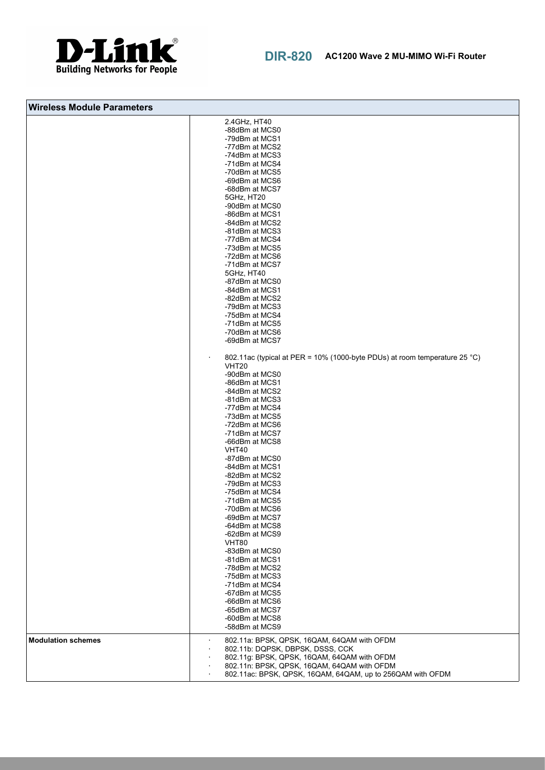| Wireless Module Parameters | |
|---|---|
| | 2.4GHz, HT40<br>-88dBm at MCS0<br>-79dBm at MCS1<br>-77dBm at MCS2<br>-74dBm at MCS3<br>-71dBm at MCS4<br>-70dBm at MCS5<br>-69dBm at MCS6<br>-68dBm at MCS7<br>5GHz, HT20<br>-90dBm at MCS0<br>-86dBm at MCS1<br>-84dBm at MCS2<br>-81dBm at MCS3<br>-77dBm at MCS4<br>-73dBm at MCS5<br>-72dBm at MCS6<br>-71dBm at MCS7<br>5GHz, HT40<br>-87dBm at MCS0<br>-84dBm at MCS1<br>-82dBm at MCS2<br>-79dBm at MCS3<br>-75dBm at MCS4<br>-71dBm at MCS5<br>-70dBm at MCS6<br>-69dBm at MCS7<br><br>· 802.11ac (typical at PER = 10% (1000-byte PDUs) at room temperature 25 °C)<br>VHT20<br>-90dBm at MCS0<br>-86dBm at MCS1<br>-84dBm at MCS2<br>-81dBm at MCS3<br>-77dBm at MCS4<br>-73dBm at MCS5<br>-72dBm at MCS6<br>-71dBm at MCS7<br>-66dBm at MCS8<br>VHT40<br>-87dBm at MCS0<br>-84dBm at MCS1<br>-82dBm at MCS2<br>-79dBm at MCS3<br>-75dBm at MCS4<br>-71dBm at MCS5<br>-70dBm at MCS6<br>-69dBm at MCS7<br>-64dBm at MCS8<br>-62dBm at MCS9<br>VHT80<br>-83dBm at MCS0<br>-81dBm at MCS1<br>-78dBm at MCS2<br>-75dBm at MCS3<br>-71dBm at MCS4<br>-67dBm at MCS5<br>-66dBm at MCS6<br>-65dBm at MCS7<br>-60dBm at MCS8<br>-58dBm at MCS9 |
| **Modulation schemes** | · 802.11a: BPSK, QPSK, 16QAM, 64QAM with OFDM<br>· 802.11b: DQPSK, DBPSK, DSSS, CCK<br>· 802.11g: BPSK, QPSK, 16QAM, 64QAM with OFDM<br>· 802.11n: BPSK, QPSK, 16QAM, 64QAM with OFDM<br>· 802.11ac: BPSK, QPSK, 16QAM, 64QAM, up to 256QAM with OFDM |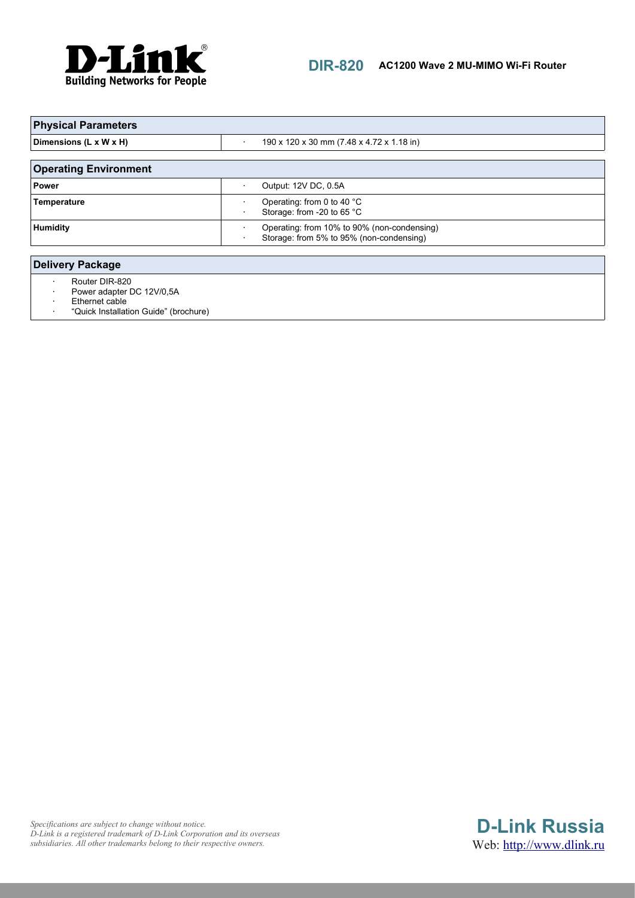| Physical Parameters | |
|---|---|
| **Dimensions (L x W x H)** | · 190 x 120 x 30 mm (7.48 x 4.72 x 1.18 in) |

| Operating Environment | |
|---|---|
| **Power** | · Output: 12V DC, 0.5A |
| **Temperature** | · Operating: from 0 to 40 °C<br>· Storage: from -20 to 65 °C |
| **Humidity** | · Operating: from 10% to 90% (non-condensing)<br>· Storage: from 5% to 95% (non-condensing) |

## Delivery Package

- Router DIR-820
- Power adapter DC 12V/0,5A
- Ethernet cable
- “Quick Installation Guide” (brochure)

*Specifications are subject to change without notice.*
*D-Link is a registered trademark of D-Link Corporation and its overseas subsidiaries. All other trademarks belong to their respective owners.*

**D-Link Russia**
Web: http://www.dlink.ru